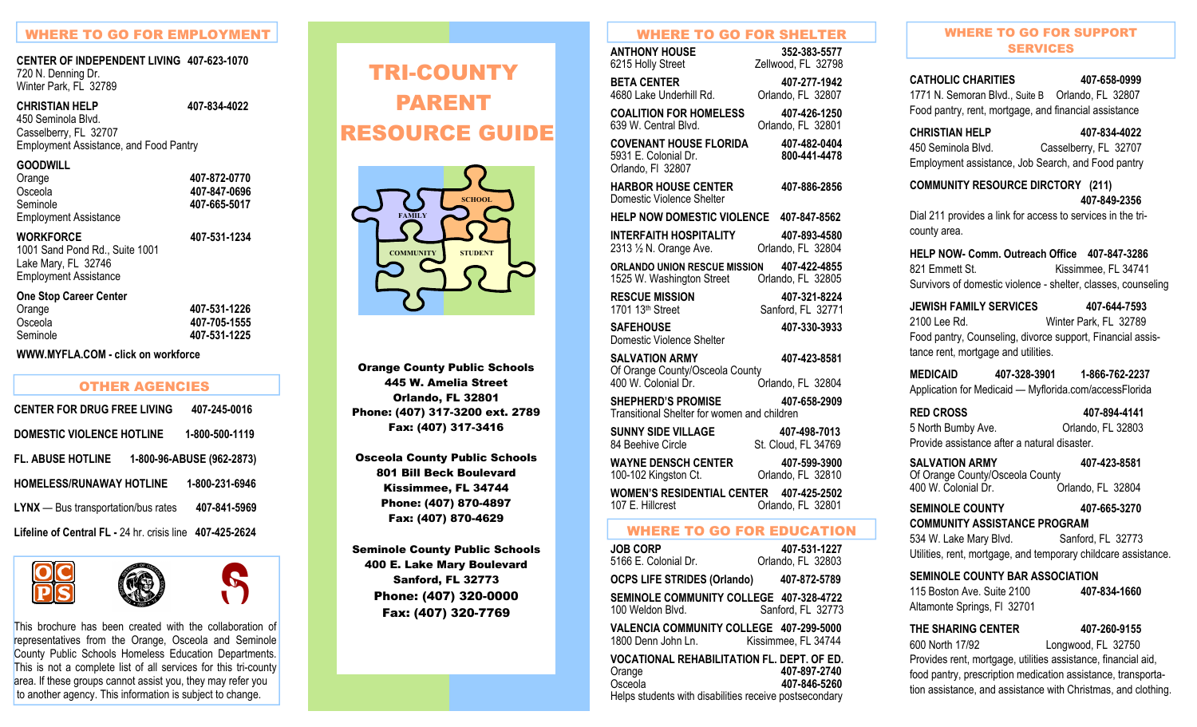## WHERE TO GO FOR EMPLOYMENT

**CENTER OF INDEPENDENT LIVING** 407-623-1070
720 N. Denning Dr.
Winter Park, FL 32789

**CHRISTIAN HELP** 407-834-4022
450 Seminola Blvd.
Casselberry, FL 32707
Employment Assistance, and Food Pantry

**GOODWILL**
Orange 407-872-0770
Osceola 407-847-0696
Seminole 407-665-5017
Employment Assistance

**WORKFORCE** 407-531-1234
1001 Sand Pond Rd., Suite 1001
Lake Mary, FL 32746
Employment Assistance

**One Stop Career Center**
Orange 407-531-1226
Osceola 407-705-1555
Seminole 407-531-1225

**WWW.MYFLA.COM - click on workforce**

## OTHER AGENCIES

**CENTER FOR DRUG FREE LIVING** 407-245-0016

**DOMESTIC VIOLENCE HOTLINE** 1-800-500-1119

**FL. ABUSE HOTLINE** 1-800-96-ABUSE (962-2873)

**HOMELESS/RUNAWAY HOTLINE** 1-800-231-6946

**LYNX** — Bus transportation/bus rates 407-841-5969

**Lifeline of Central FL -** 24 hr. crisis line 407-425-2624

This brochure has been created with the collaboration of representatives from the Orange, Osceola and Seminole County Public Schools Homeless Education Departments. This is not a complete list of all services for this tri-county area. If these groups cannot assist you, they may refer you to another agency. This information is subject to change.

# TRI-COUNTY PARENT RESOURCE GUIDE

FAMILY · SCHOOL · COMMUNITY · STUDENT

**Orange County Public Schools**
**445 W. Amelia Street**
**Orlando, FL 32801**
**Phone: (407) 317-3200 ext. 2789**
**Fax: (407) 317-3416**

**Osceola County Public Schools**
**801 Bill Beck Boulevard**
**Kissimmee, FL 34744**
**Phone: (407) 870-4897**
**Fax: (407) 870-4629**

**Seminole County Public Schools**
**400 E. Lake Mary Boulevard**
**Sanford, FL 32773**
**Phone: (407) 320-0000**
**Fax: (407) 320-7769**

## WHERE TO GO FOR SHELTER

**ANTHONY HOUSE** 352-383-5577
6215 Holly Street, Zellwood, FL 32798

**BETA CENTER** 407-277-1942
4680 Lake Underhill Rd., Orlando, FL 32807

**COALITION FOR HOMELESS** 407-426-1250
639 W. Central Blvd., Orlando, FL 32801

**COVENANT HOUSE FLORIDA** 407-482-0404, 800-441-4478
5931 E. Colonial Dr.
Orlando, Fl 32807

**HARBOR HOUSE CENTER** 407-886-2856
Domestic Violence Shelter

**HELP NOW DOMESTIC VIOLENCE** 407-847-8562

**INTERFAITH HOSPITALITY** 407-893-4580
2313 ½ N. Orange Ave., Orlando, FL 32804

**ORLANDO UNION RESCUE MISSION** 407-422-4855
1525 W. Washington Street, Orlando, FL 32805

**RESCUE MISSION** 407-321-8224
1701 13th Street, Sanford, FL 32771

**SAFEHOUSE** 407-330-3933
Domestic Violence Shelter

**SALVATION ARMY** 407-423-8581
Of Orange County/Osceola County
400 W. Colonial Dr., Orlando, FL 32804

**SHEPHERD'S PROMISE** 407-658-2909
Transitional Shelter for women and children

**SUNNY SIDE VILLAGE** 407-498-7013
84 Beehive Circle, St. Cloud, FL 34769

**WAYNE DENSCH CENTER** 407-599-3900
100-162 Kingston Ct., Orlando, FL 32810

**WOMEN'S RESIDENTIAL CENTER** 407-425-2502
107 E. Hillcrest, Orlando, FL 32801

## WHERE TO GO FOR EDUCATION

**JOB CORP** 407-531-1227
5166 E. Colonial Dr., Orlando, FL 32803

**OCPS LIFE STRIDES (Orlando)** 407-872-5789

**SEMINOLE COMMUNITY COLLEGE** 407-328-4722
100 Weldon Blvd., Sanford, FL 32773

**VALENCIA COMMUNITY COLLEGE** 407-299-5000
1800 Denn John Ln., Kissimmee, FL 34744

**VOCATIONAL REHABILITATION FL. DEPT. OF ED.**
Orange 407-897-2740
Osceola 407-846-5260
Helps students with disabilities receive postsecondary

## WHERE TO GO FOR SUPPORT SERVICES

**CATHOLIC CHARITIES** 407-658-0999
1771 N. Semoran Blvd., Suite B, Orlando, FL 32807
Food pantry, rent, mortgage, and financial assistance

**CHRISTIAN HELP** 407-834-4022
450 Seminola Blvd., Casselberry, FL 32707
Employment assistance, Job Search, and Food pantry

**COMMUNITY RESOURCE DIRCTORY (211)** 407-849-2356
Dial 211 provides a link for access to services in the tri-county area.

**HELP NOW- Comm. Outreach Office** 407-847-3286
821 Emmett St., Kissimmee, FL 34741
Survivors of domestic violence - shelter, classes, counseling

**JEWISH FAMILY SERVICES** 407-644-7593
2100 Lee Rd., Winter Park, FL 32789
Food pantry, Counseling, divorce support, Financial assistance rent, mortgage and utilities.

**MEDICAID** 407-328-3901, 1-866-762-2237
Application for Medicaid — Myflorida.com/accessFlorida

**RED CROSS** 407-894-4141
5 North Bumby Ave., Orlando, FL 32803
Provide assistance after a natural disaster.

**SALVATION ARMY** 407-423-8581
Of Orange County/Osceola County
400 W. Colonial Dr., Orlando, FL 32804

**SEMINOLE COUNTY COMMUNITY ASSISTANCE PROGRAM** 407-665-3270
534 W. Lake Mary Blvd., Sanford, FL 32773
Utilities, rent, mortgage, and temporary childcare assistance.

**SEMINOLE COUNTY BAR ASSOCIATION** 407-834-1660
115 Boston Ave. Suite 2100
Altamonte Springs, Fl 32701

**THE SHARING CENTER** 407-260-9155
600 North 17/92, Longwood, FL 32750
Provides rent, mortgage, utilities assistance, financial aid, food pantry, prescription medication assistance, transportation assistance, and assistance with Christmas, and clothing.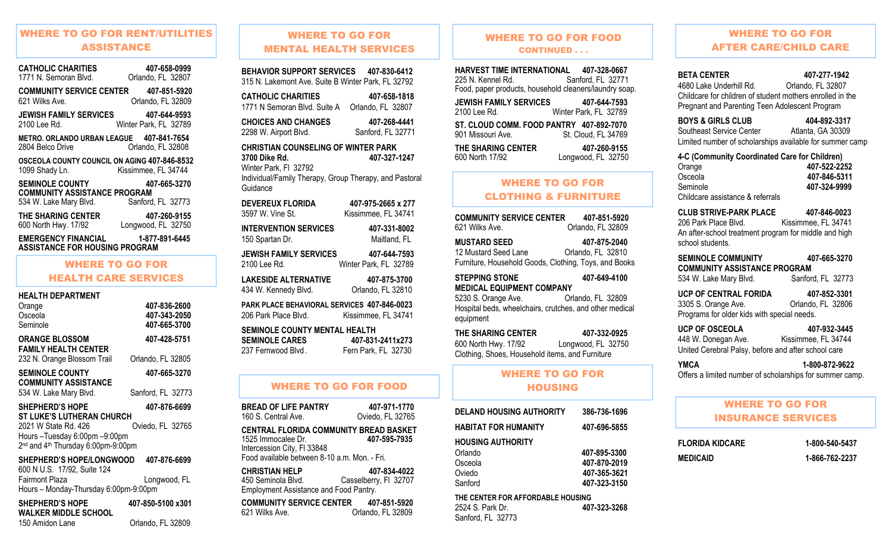## WHERE TO GO FOR RENT/UTILITIES ASSISTANCE

**CATHOLIC CHARITIES** 407-658-0999
1771 N. Semoran Blvd. Orlando, FL 32807

**COMMUNITY SERVICE CENTER** 407-851-5920
621 Wilks Ave. Orlando, FL 32809

**JEWISH FAMILY SERVICES** 407-644-9593
2100 Lee Rd. Winter Park, FL 32789

**METRO. ORLANDO URBAN LEAGUE** 407-841-7654
2804 Belco Drive Orlando, FL 32808

**OSCEOLA COUNTY COUNCIL ON AGING** 407-846-8532
1099 Shady Ln. Kissimmee, FL 34744

**SEMINOLE COUNTY COMMUNITY ASSISTANCE PROGRAM** 407-665-3270
534 W. Lake Mary Blvd. Sanford, FL 32773

**THE SHARING CENTER** 407-260-9155
600 North Hwy. 17/92 Longwood, FL 32750

**EMERGENCY FINANCIAL ASSISTANCE FOR HOUSING PROGRAM** 1-877-891-6445

## WHERE TO GO FOR HEALTH CARE SERVICES

**HEALTH DEPARTMENT**
Orange 407-836-2600
Osceola 407-343-2050
Seminole 407-665-3700

**ORANGE BLOSSOM FAMILY HEALTH CENTER** 407-428-5751
232 N. Orange Blossom Trail Orlando, FL 32805

**SEMINOLE COUNTY COMMUNITY ASSISTANCE** 407-665-3270
534 W. Lake Mary Blvd. Sanford, FL 32773

**SHEPHERD'S HOPE ST LUKE'S LUTHERAN CHURCH** 407-876-6699
2021 W State Rd. 426 Oviedo, FL 32765
Hours –Tuesday 6:00pm –9:00pm
2nd and 4th Thursday 6:00pm-9:00pm

**SHEPHERD'S HOPE/LONGWOOD** 407-876-6699
600 N U.S. 17/92, Suite 124
Fairmont Plaza Longwood, FL
Hours – Monday-Thursday 6:00pm-9:00pm

**SHEPHERD'S HOPE WALKER MIDDLE SCHOOL** 407-850-5100 x301
150 Amidon Lane Orlando, FL 32809

## WHERE TO GO FOR MENTAL HEALTH SERVICES

**BEHAVIOR SUPPORT SERVICES** 407-830-6412
315 N. Lakemont Ave. Suite B Winter Park, FL 32792

**CATHOLIC CHARITIES** 407-658-1818
1771 N Semoran Blvd. Suite A Orlando, FL 32807

**CHOICES AND CHANGES** 407-268-4441
2298 W. Airport Blvd. Sanford, FL 32771

**CHRISTIAN COUNSELING OF WINTER PARK**
**3700 Dike Rd.** 407-327-1247
Winter Park, Fl 32792
Individual/Family Therapy, Group Therapy, and Pastoral Guidance

**DEVEREUX FLORIDA** 407-975-2665 x 277
3597 W. Vine St. Kissimmee, FL 34741

**INTERVENTION SERVICES** 407-331-8002
150 Spartan Dr. Maitland, FL

**JEWISH FAMILY SERVICES** 407-644-7593
2100 Lee Rd. Winter Park, FL 32789

**LAKESIDE ALTERNATIVE** 407-875-3700
434 W. Kennedy Blvd. Orlando, FL 32810

**PARK PLACE BEHAVIORAL SERVICES** 407-846-0023
206 Park Place Blvd. Kissimmee, FL 34741

**SEMINOLE COUNTY MENTAL HEALTH SEMINOLE CARES** 407-831-2411x273
237 Fernwood Blvd . Fern Park, FL 32730

## WHERE TO GO FOR FOOD

**BREAD OF LIFE PANTRY** 407-971-1770
160 S. Central Ave. Oviedo, FL 32765

**CENTRAL FLORIDA COMMUNITY BREAD BASKET**
1525 Immocalee Dr. 407-595-7935
Intercession City, Fl 33848
Food available between 8-10 a.m. Mon. - Fri.

**CHRISTIAN HELP** 407-834-4022
450 Seminola Blvd. Casselberry, Fl 32707
Employment Assistance and Food Pantry.

**COMMUNITY SERVICE CENTER** 407-851-5920
621 Wilks Ave. Orlando, FL 32809

## WHERE TO GO FOR FOOD CONTINUED . . .

**HARVEST TIME INTERNATIONAL** 407-328-0667
225 N. Kennel Rd. Sanford, FL 32771
Food, paper products, household cleaners/laundry soap.

**JEWISH FAMILY SERVICES** 407-644-7593
2100 Lee Rd. Winter Park, FL 32789

**ST. CLOUD COMM. FOOD PANTRY** 407-892-7070
901 Missouri Ave. St. Cloud, FL 34769

**THE SHARING CENTER** 407-260-9155
600 North 17/92 Longwood, FL 32750

## WHERE TO GO FOR CLOTHING & FURNITURE

**COMMUNITY SERVICE CENTER** 407-851-5920
621 Wilks Ave. Orlando, FL 32809

**MUSTARD SEED** 407-875-2040
12 Mustard Seed Lane Orlando, FL 32810
Furniture, Household Goods, Clothing, Toys, and Books

**STEPPING STONE MEDICAL EQUIPMENT COMPANY** 407-649-4100
5230 S. Orange Ave. Orlando, FL 32809
Hospital beds, wheelchairs, crutches, and other medical equipment

**THE SHARING CENTER** 407-332-0925
600 North Hwy. 17/92 Longwood, FL 32750
Clothing, Shoes, Household items, and Furniture

## WHERE TO GO FOR HOUSING

**DELAND HOUSING AUTHORITY** 386-736-1696

**HABITAT FOR HUMANITY** 407-696-5855

**HOUSING AUTHORITY**
Orlando 407-895-3300
Osceola 407-870-2019
Oviedo 407-365-3621
Sanford 407-323-3150

**THE CENTER FOR AFFORDABLE HOUSING**
2524 S. Park Dr. 407-323-3268
Sanford, FL 32773

## WHERE TO GO FOR AFTER CARE/CHILD CARE

**BETA CENTER** 407-277-1942
4680 Lake Underhill Rd. Orlando, FL 32807
Childcare for children of student mothers enrolled in the Pregnant and Parenting Teen Adolescent Program

**BOYS & GIRLS CLUB** 404-892-3317
Southeast Service Center Atlanta, GA 30309
Limited number of scholarships available for summer camp

**4-C (Community Coordinated Care for Children)**
Orange 407-522-2252
Osceola 407-846-5311
Seminole 407-324-9999
Childcare assistance & referrals

**CLUB STRIVE-PARK PLACE** 407-846-0023
206 Park Place Blvd. Kissimmee, FL 34741
An after-school treatment program for middle and high school students.

**SEMINOLE COMMUNITY COMMUNITY ASSISTANCE PROGRAM** 407-665-3270
534 W. Lake Mary Blvd. Sanford, FL 32773

**UCP OF CENTRAL FORIDA** 407-852-3301
3305 S. Orange Ave. Orlando, FL 32806
Programs for older kids with special needs.

**UCP OF OSCEOLA** 407-932-3445
448 W. Donegan Ave. Kissimmee, FL 34744
United Cerebral Palsy, before and after school care

**YMCA** 1-800-872-9622
Offers a limited number of scholarships for summer camp.

## WHERE TO GO FOR INSURANCE SERVICES

**FLORIDA KIDCARE** 1-800-540-5437

**MEDICAID** 1-866-762-2237